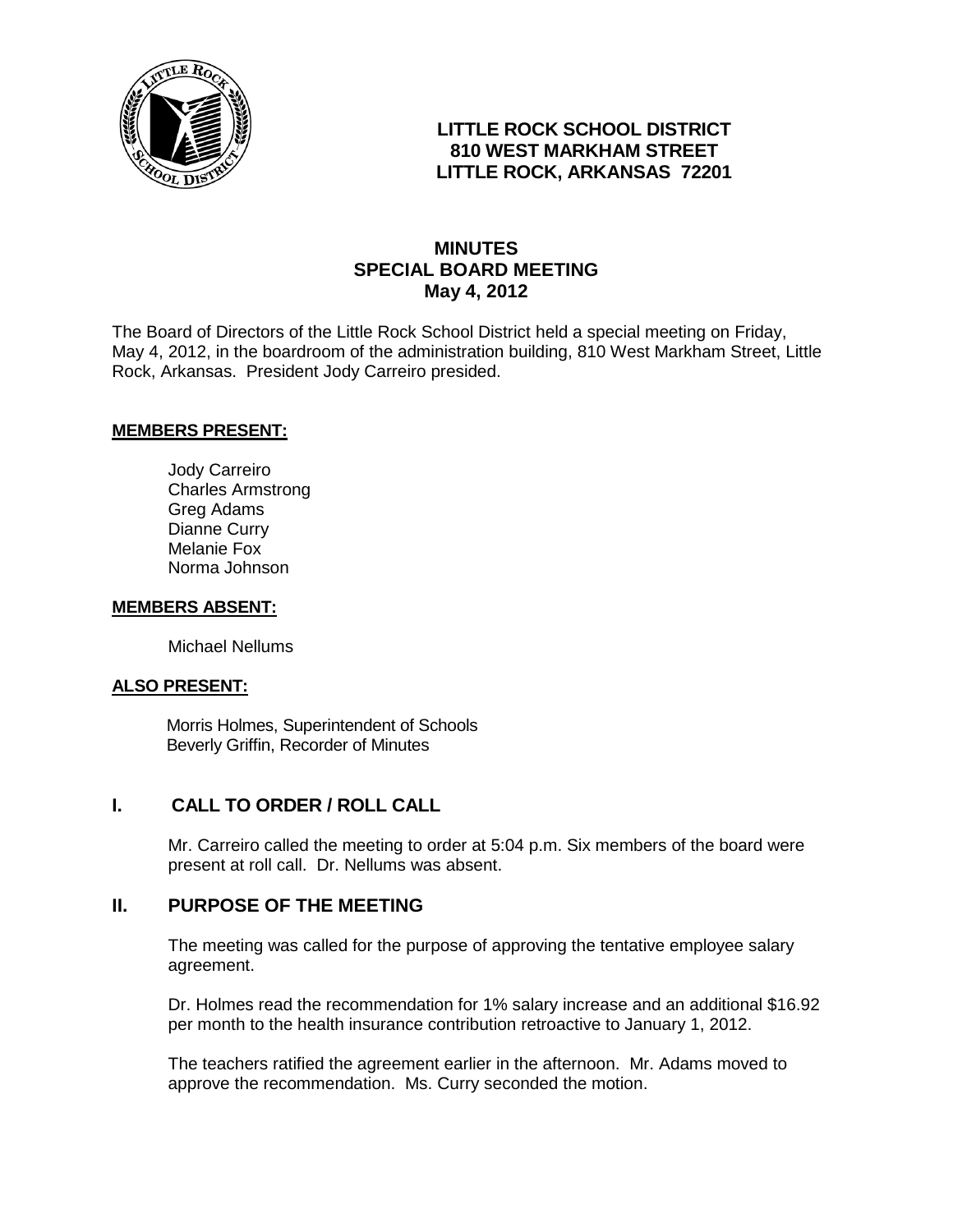**LITTLE ROCK SCHOOL DISTRICT**
**810 WEST MARKHAM STREET**
**LITTLE ROCK, ARKANSAS 72201**

# MINUTES
## SPECIAL BOARD MEETING
### May 4, 2012

The Board of Directors of the Little Rock School District held a special meeting on Friday, May 4, 2012, in the boardroom of the administration building, 810 West Markham Street, Little Rock, Arkansas. President Jody Carreiro presided.

**MEMBERS PRESENT:**

Jody Carreiro
Charles Armstrong
Greg Adams
Dianne Curry
Melanie Fox
Norma Johnson

**MEMBERS ABSENT:**

Michael Nellums

**ALSO PRESENT:**

Morris Holmes, Superintendent of Schools
Beverly Griffin, Recorder of Minutes

## I. CALL TO ORDER / ROLL CALL

Mr. Carreiro called the meeting to order at 5:04 p.m. Six members of the board were present at roll call. Dr. Nellums was absent.

## II. PURPOSE OF THE MEETING

The meeting was called for the purpose of approving the tentative employee salary agreement.

Dr. Holmes read the recommendation for 1% salary increase and an additional $16.92 per month to the health insurance contribution retroactive to January 1, 2012.

The teachers ratified the agreement earlier in the afternoon. Mr. Adams moved to approve the recommendation. Ms. Curry seconded the motion.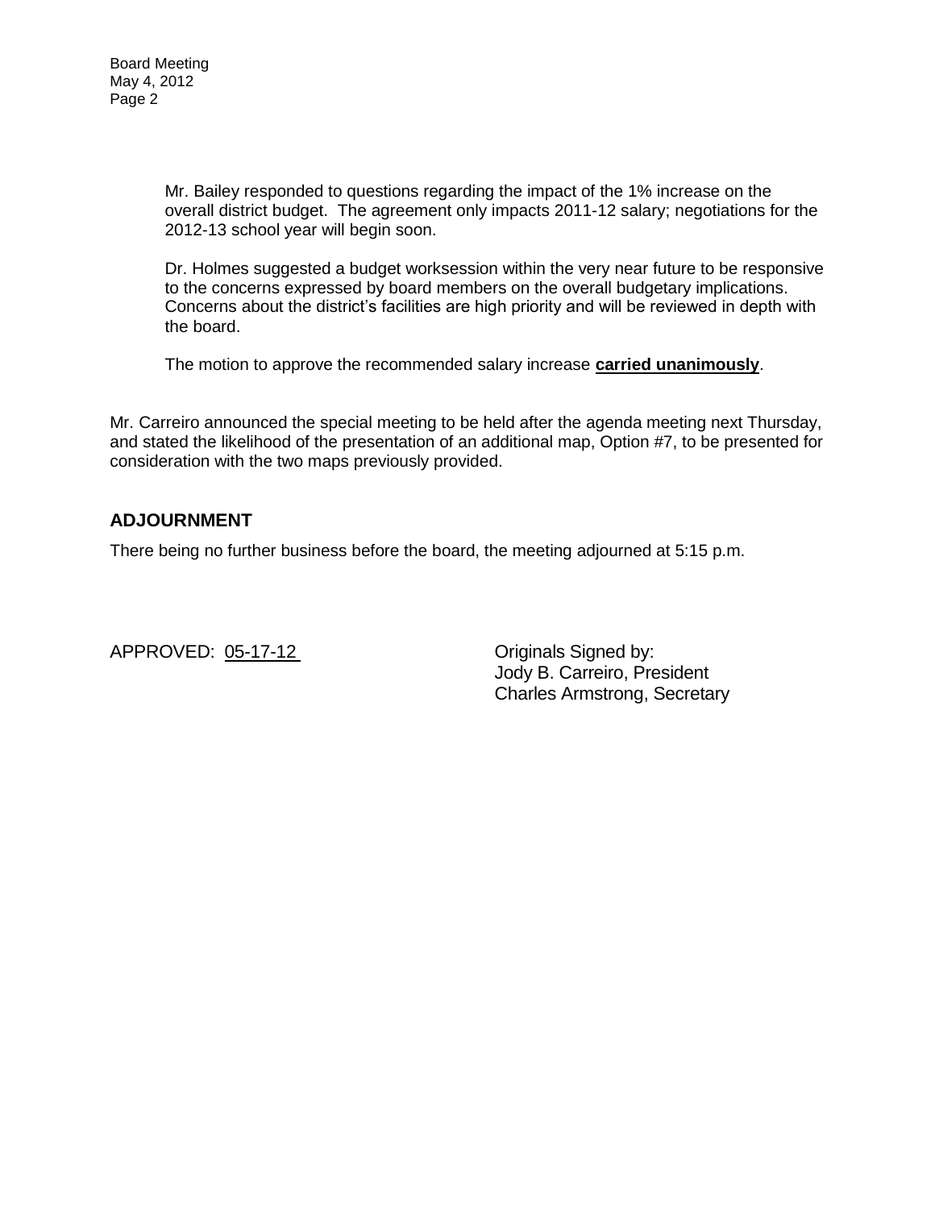Mr. Bailey responded to questions regarding the impact of the 1% increase on the overall district budget. The agreement only impacts 2011-12 salary; negotiations for the 2012-13 school year will begin soon.

Dr. Holmes suggested a budget worksession within the very near future to be responsive to the concerns expressed by board members on the overall budgetary implications. Concerns about the district's facilities are high priority and will be reviewed in depth with the board.

The motion to approve the recommended salary increase **carried unanimously**.

Mr. Carreiro announced the special meeting to be held after the agenda meeting next Thursday, and stated the likelihood of the presentation of an additional map, Option #7, to be presented for consideration with the two maps previously provided.

## ADJOURNMENT

There being no further business before the board, the meeting adjourned at 5:15 p.m.

APPROVED: 05-17-12

Originals Signed by:
Jody B. Carreiro, President
Charles Armstrong, Secretary